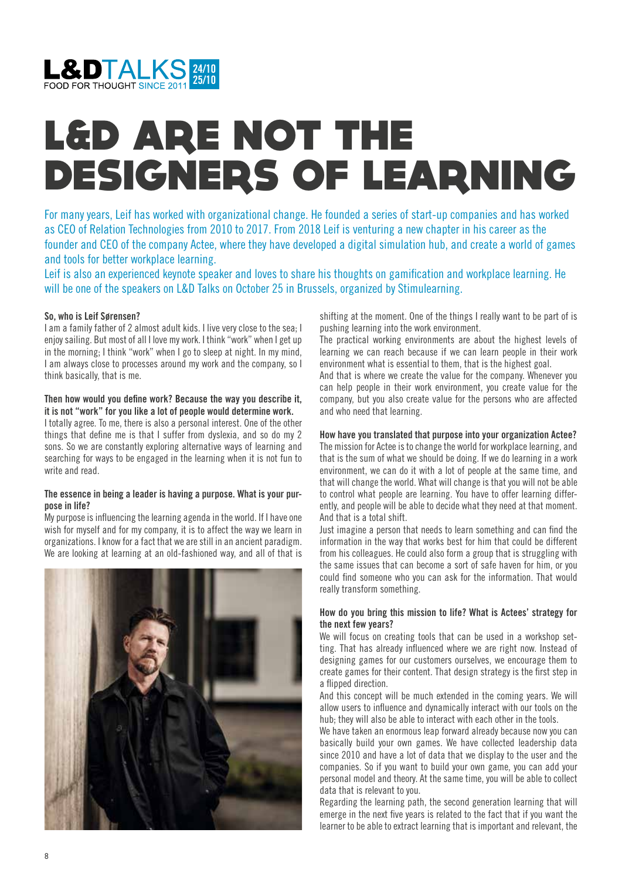# L&D ARE NOT THE DESIGNERS OF LEARNING

For many years, Leif has worked with organizational change. He founded a series of start-up companies and has worked as CEO of Relation Technologies from 2010 to 2017. From 2018 Leif is venturing a new chapter in his career as the founder and CEO of the company Actee, where they have developed a digital simulation hub, and create a world of games and tools for better workplace learning.

Leif is also an experienced keynote speaker and loves to share his thoughts on gamification and workplace learning. He will be one of the speakers on L&D Talks on October 25 in Brussels, organized by Stimulearning.

**So, who is Leif Sørensen?**

I am a family father of 2 almost adult kids. I live very close to the sea; I enjoy sailing. But most of all I love my work. I think "work" when I get up in the morning; I think "work" when I go to sleep at night. In my mind, I am always close to processes around my work and the company, so I think basically, that is me.

**Then how would you define work? Because the way you describe it, it is not "work" for you like a lot of people would determine work.**

I totally agree. To me, there is also a personal interest. One of the other things that define me is that I suffer from dyslexia, and so do my 2 sons. So we are constantly exploring alternative ways of learning and searching for ways to be engaged in the learning when it is not fun to write and read.

**The essence in being a leader is having a purpose. What is your purpose in life?**

My purpose is influencing the learning agenda in the world. If I have one wish for myself and for my company, it is to affect the way we learn in organizations. I know for a fact that we are still in an ancient paradigm. We are looking at learning at an old-fashioned way, and all of that is shifting at the moment. One of the things I really want to be part of is pushing learning into the work environment.

The practical working environments are about the highest levels of learning we can reach because if we can learn people in their work environment what is essential to them, that is the highest goal.

And that is where we create the value for the company. Whenever you can help people in their work environment, you create value for the company, but you also create value for the persons who are affected and who need that learning.

**How have you translated that purpose into your organization Actee?**

The mission for Actee is to change the world for workplace learning, and that is the sum of what we should be doing. If we do learning in a work environment, we can do it with a lot of people at the same time, and that will change the world. What will change is that you will not be able to control what people are learning. You have to offer learning differently, and people will be able to decide what they need at that moment. And that is a total shift.

Just imagine a person that needs to learn something and can find the information in the way that works best for him that could be different from his colleagues. He could also form a group that is struggling with the same issues that can become a sort of safe haven for him, or you could find someone who you can ask for the information. That would really transform something.

**How do you bring this mission to life? What is Actees' strategy for the next few years?**

We will focus on creating tools that can be used in a workshop setting. That has already influenced where we are right now. Instead of designing games for our customers ourselves, we encourage them to create games for their content. That design strategy is the first step in a flipped direction.

And this concept will be much extended in the coming years. We will allow users to influence and dynamically interact with our tools on the hub; they will also be able to interact with each other in the tools.

We have taken an enormous leap forward already because now you can basically build your own games. We have collected leadership data since 2010 and have a lot of data that we display to the user and the companies. So if you want to build your own game, you can add your personal model and theory. At the same time, you will be able to collect data that is relevant to you.

Regarding the learning path, the second generation learning that will emerge in the next five years is related to the fact that if you want the learner to be able to extract learning that is important and relevant, the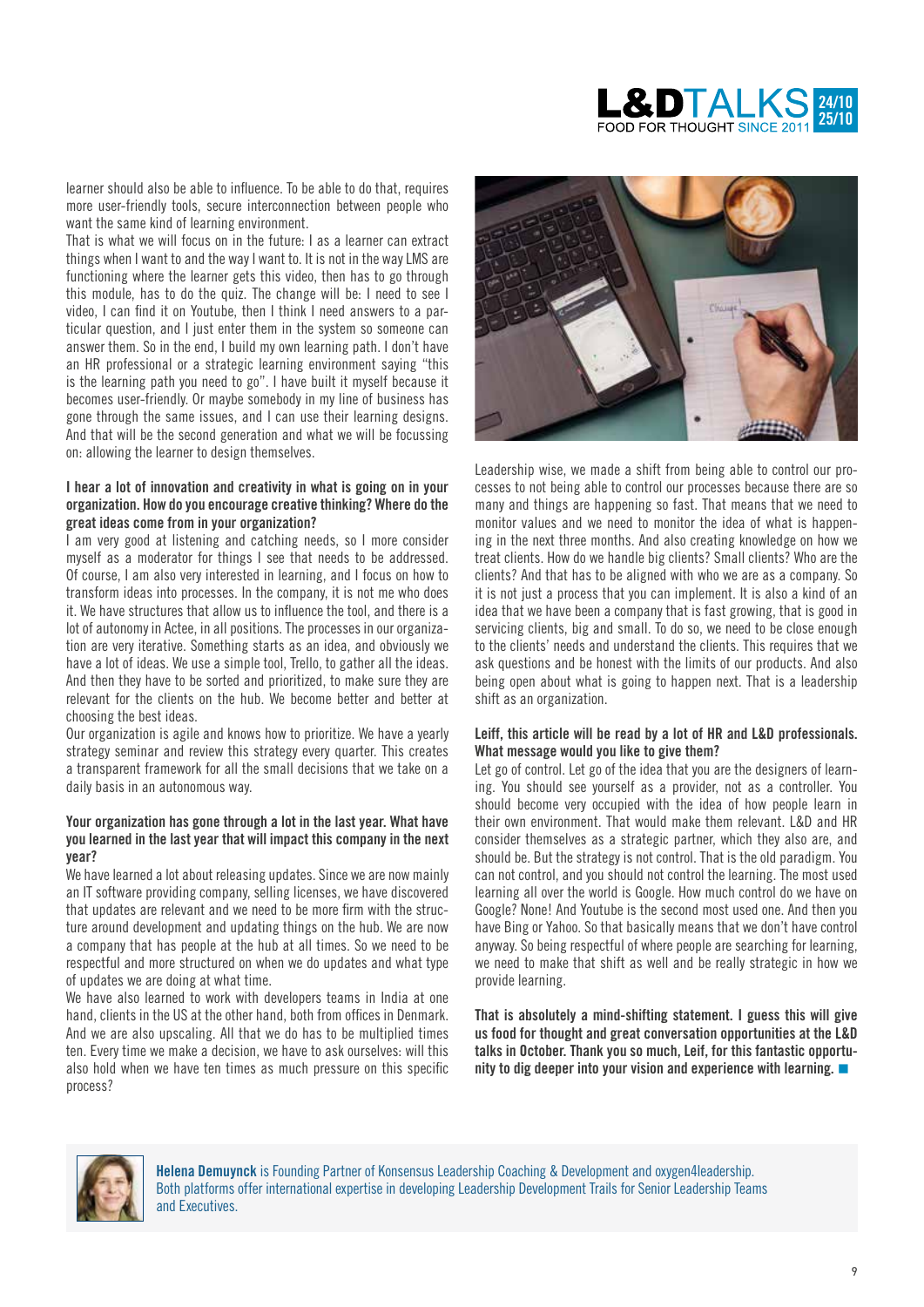learner should also be able to influence. To be able to do that, requires more user-friendly tools, secure interconnection between people who want the same kind of learning environment.

That is what we will focus on in the future: I as a learner can extract things when I want to and the way I want to. It is not in the way LMS are functioning where the learner gets this video, then has to go through this module, has to do the quiz. The change will be: I need to see I video, I can find it on Youtube, then I think I need answers to a particular question, and I just enter them in the system so someone can answer them. So in the end, I build my own learning path. I don't have an HR professional or a strategic learning environment saying "this is the learning path you need to go". I have built it myself because it becomes user-friendly. Or maybe somebody in my line of business has gone through the same issues, and I can use their learning designs. And that will be the second generation and what we will be focussing on: allowing the learner to design themselves.

**I hear a lot of innovation and creativity in what is going on in your organization. How do you encourage creative thinking? Where do the great ideas come from in your organization?**

I am very good at listening and catching needs, so I more consider myself as a moderator for things I see that needs to be addressed. Of course, I am also very interested in learning, and I focus on how to transform ideas into processes. In the company, it is not me who does it. We have structures that allow us to influence the tool, and there is a lot of autonomy in Actee, in all positions. The processes in our organization are very iterative. Something starts as an idea, and obviously we have a lot of ideas. We use a simple tool, Trello, to gather all the ideas. And then they have to be sorted and prioritized, to make sure they are relevant for the clients on the hub. We become better and better at choosing the best ideas.

Our organization is agile and knows how to prioritize. We have a yearly strategy seminar and review this strategy every quarter. This creates a transparent framework for all the small decisions that we take on a daily basis in an autonomous way.

**Your organization has gone through a lot in the last year. What have you learned in the last year that will impact this company in the next year?**

We have learned a lot about releasing updates. Since we are now mainly an IT software providing company, selling licenses, we have discovered that updates are relevant and we need to be more firm with the structure around development and updating things on the hub. We are now a company that has people at the hub at all times. So we need to be respectful and more structured on when we do updates and what type of updates we are doing at what time.

We have also learned to work with developers teams in India at one hand, clients in the US at the other hand, both from offices in Denmark. And we are also upscaling. All that we do has to be multiplied times ten. Every time we make a decision, we have to ask ourselves: will this also hold when we have ten times as much pressure on this specific process?

Leadership wise, we made a shift from being able to control our processes to not being able to control our processes because there are so many and things are happening so fast. That means that we need to monitor values and we need to monitor the idea of what is happening in the next three months. And also creating knowledge on how we treat clients. How do we handle big clients? Small clients? Who are the clients? And that has to be aligned with who we are as a company. So it is not just a process that you can implement. It is also a kind of an idea that we have been a company that is fast growing, that is good in servicing clients, big and small. To do so, we need to be close enough to the clients' needs and understand the clients. This requires that we ask questions and be honest with the limits of our products. And also being open about what is going to happen next. That is a leadership shift as an organization.

**Leiff, this article will be read by a lot of HR and L&D professionals. What message would you like to give them?**

Let go of control. Let go of the idea that you are the designers of learning. You should see yourself as a provider, not as a controller. You should become very occupied with the idea of how people learn in their own environment. That would make them relevant. L&D and HR consider themselves as a strategic partner, which they also are, and should be. But the strategy is not control. That is the old paradigm. You can not control, and you should not control the learning. The most used learning all over the world is Google. How much control do we have on Google? None! And Youtube is the second most used one. And then you have Bing or Yahoo. So that basically means that we don't have control anyway. So being respectful of where people are searching for learning, we need to make that shift as well and be really strategic in how we provide learning.

**That is absolutely a mind-shifting statement. I guess this will give us food for thought and great conversation opportunities at the L&D talks in October. Thank you so much, Leif, for this fantastic opportunity to dig deeper into your vision and experience with learning.** ■

**Helena Demuynck** is Founding Partner of Konsensus Leadership Coaching & Development and oxygen4leadership. Both platforms offer international expertise in developing Leadership Development Trails for Senior Leadership Teams and Executives.